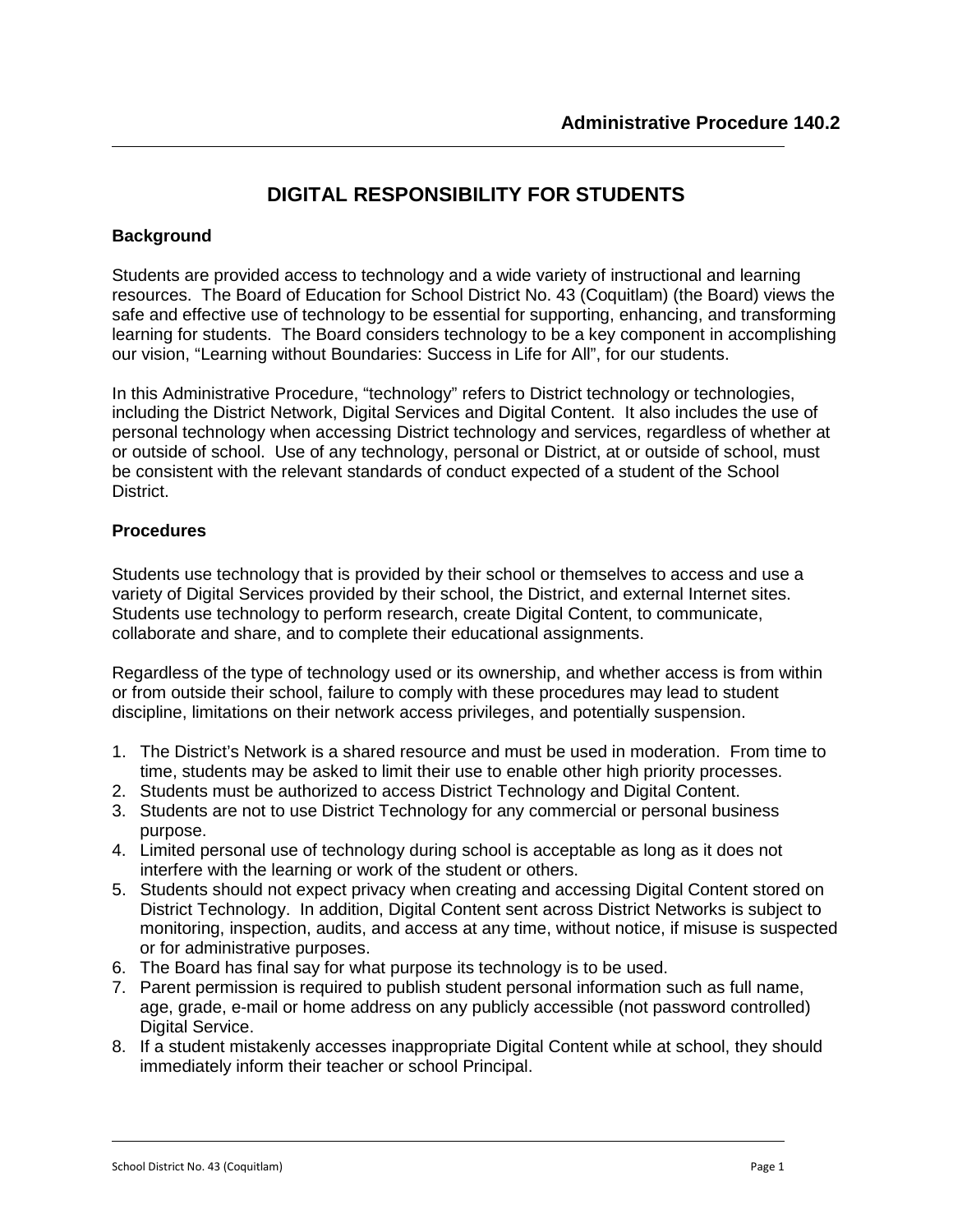**Administrative Procedure 140.2**

# DIGITAL RESPONSIBILITY FOR STUDENTS

## Background

Students are provided access to technology and a wide variety of instructional and learning resources. The Board of Education for School District No. 43 (Coquitlam) (the Board) views the safe and effective use of technology to be essential for supporting, enhancing, and transforming learning for students. The Board considers technology to be a key component in accomplishing our vision, "Learning without Boundaries: Success in Life for All", for our students.

In this Administrative Procedure, "technology" refers to District technology or technologies, including the District Network, Digital Services and Digital Content. It also includes the use of personal technology when accessing District technology and services, regardless of whether at or outside of school. Use of any technology, personal or District, at or outside of school, must be consistent with the relevant standards of conduct expected of a student of the School District.

## Procedures

Students use technology that is provided by their school or themselves to access and use a variety of Digital Services provided by their school, the District, and external Internet sites. Students use technology to perform research, create Digital Content, to communicate, collaborate and share, and to complete their educational assignments.

Regardless of the type of technology used or its ownership, and whether access is from within or from outside their school, failure to comply with these procedures may lead to student discipline, limitations on their network access privileges, and potentially suspension.

1. The District's Network is a shared resource and must be used in moderation. From time to time, students may be asked to limit their use to enable other high priority processes.
2. Students must be authorized to access District Technology and Digital Content.
3. Students are not to use District Technology for any commercial or personal business purpose.
4. Limited personal use of technology during school is acceptable as long as it does not interfere with the learning or work of the student or others.
5. Students should not expect privacy when creating and accessing Digital Content stored on District Technology. In addition, Digital Content sent across District Networks is subject to monitoring, inspection, audits, and access at any time, without notice, if misuse is suspected or for administrative purposes.
6. The Board has final say for what purpose its technology is to be used.
7. Parent permission is required to publish student personal information such as full name, age, grade, e-mail or home address on any publicly accessible (not password controlled) Digital Service.
8. If a student mistakenly accesses inappropriate Digital Content while at school, they should immediately inform their teacher or school Principal.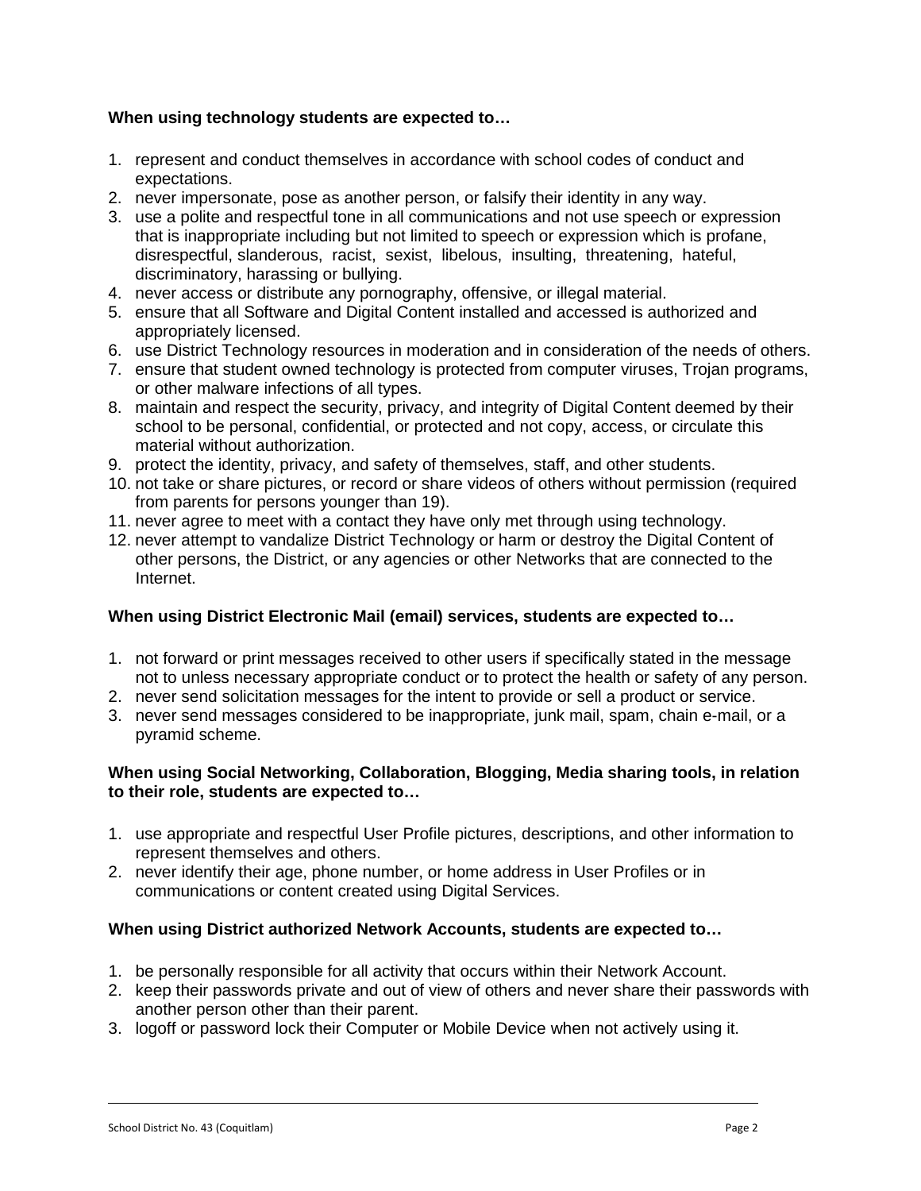**When using technology students are expected to…**

1. represent and conduct themselves in accordance with school codes of conduct and expectations.
2. never impersonate, pose as another person, or falsify their identity in any way.
3. use a polite and respectful tone in all communications and not use speech or expression that is inappropriate including but not limited to speech or expression which is profane, disrespectful, slanderous, racist, sexist, libelous, insulting, threatening, hateful, discriminatory, harassing or bullying.
4. never access or distribute any pornography, offensive, or illegal material.
5. ensure that all Software and Digital Content installed and accessed is authorized and appropriately licensed.
6. use District Technology resources in moderation and in consideration of the needs of others.
7. ensure that student owned technology is protected from computer viruses, Trojan programs, or other malware infections of all types.
8. maintain and respect the security, privacy, and integrity of Digital Content deemed by their school to be personal, confidential, or protected and not copy, access, or circulate this material without authorization.
9. protect the identity, privacy, and safety of themselves, staff, and other students.
10. not take or share pictures, or record or share videos of others without permission (required from parents for persons younger than 19).
11. never agree to meet with a contact they have only met through using technology.
12. never attempt to vandalize District Technology or harm or destroy the Digital Content of other persons, the District, or any agencies or other Networks that are connected to the Internet.

**When using District Electronic Mail (email) services, students are expected to…**

1. not forward or print messages received to other users if specifically stated in the message not to unless necessary appropriate conduct or to protect the health or safety of any person.
2. never send solicitation messages for the intent to provide or sell a product or service.
3. never send messages considered to be inappropriate, junk mail, spam, chain e-mail, or a pyramid scheme.

**When using Social Networking, Collaboration, Blogging, Media sharing tools, in relation to their role, students are expected to…**

1. use appropriate and respectful User Profile pictures, descriptions, and other information to represent themselves and others.
2. never identify their age, phone number, or home address in User Profiles or in communications or content created using Digital Services.

**When using District authorized Network Accounts, students are expected to…**

1. be personally responsible for all activity that occurs within their Network Account.
2. keep their passwords private and out of view of others and never share their passwords with another person other than their parent.
3. logoff or password lock their Computer or Mobile Device when not actively using it.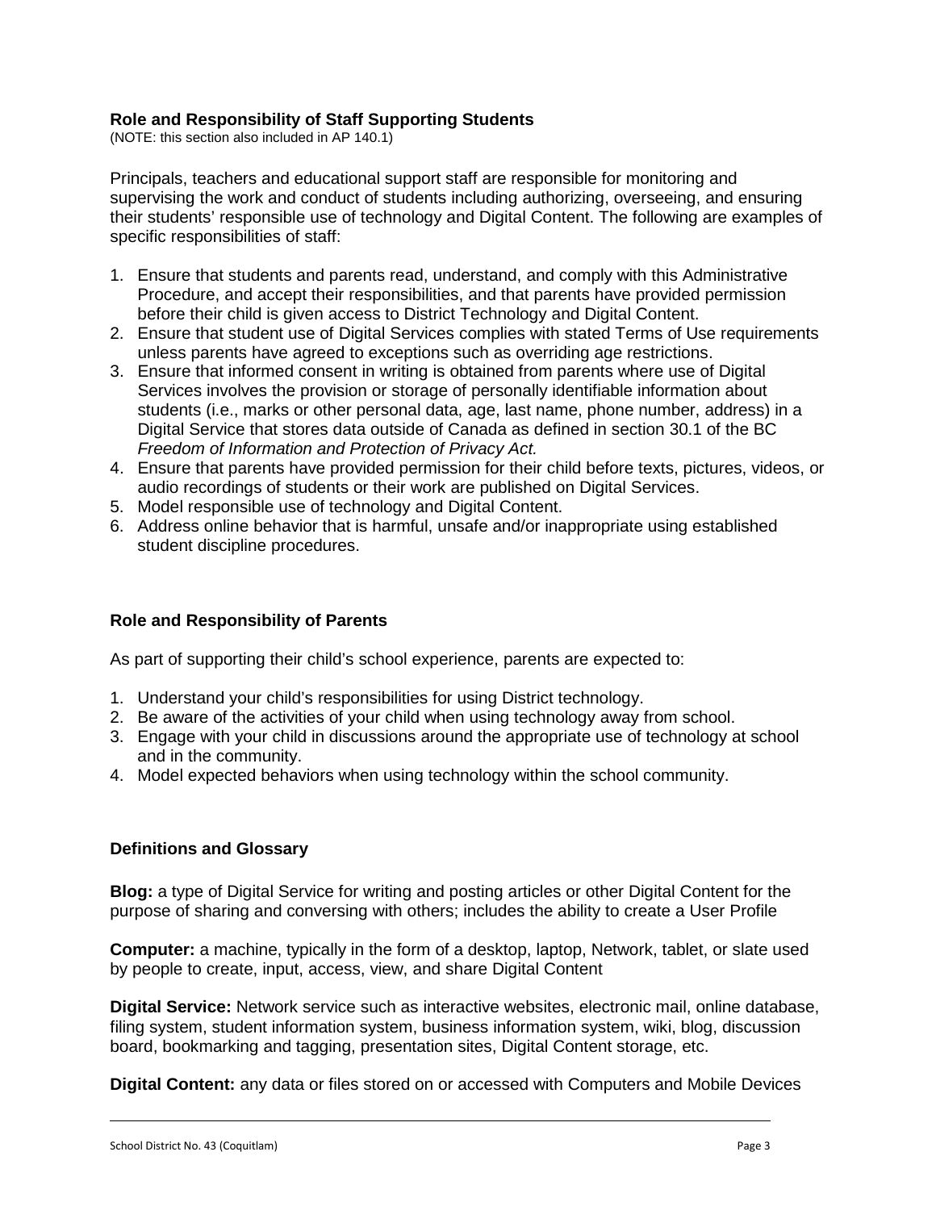### Role and Responsibility of Staff Supporting Students

(NOTE: this section also included in AP 140.1)

Principals, teachers and educational support staff are responsible for monitoring and supervising the work and conduct of students including authorizing, overseeing, and ensuring their students' responsible use of technology and Digital Content. The following are examples of specific responsibilities of staff:

1. Ensure that students and parents read, understand, and comply with this Administrative Procedure, and accept their responsibilities, and that parents have provided permission before their child is given access to District Technology and Digital Content.
2. Ensure that student use of Digital Services complies with stated Terms of Use requirements unless parents have agreed to exceptions such as overriding age restrictions.
3. Ensure that informed consent in writing is obtained from parents where use of Digital Services involves the provision or storage of personally identifiable information about students (i.e., marks or other personal data, age, last name, phone number, address) in a Digital Service that stores data outside of Canada as defined in section 30.1 of the BC *Freedom of Information and Protection of Privacy Act.*
4. Ensure that parents have provided permission for their child before texts, pictures, videos, or audio recordings of students or their work are published on Digital Services.
5. Model responsible use of technology and Digital Content.
6. Address online behavior that is harmful, unsafe and/or inappropriate using established student discipline procedures.

### Role and Responsibility of Parents

As part of supporting their child's school experience, parents are expected to:

1. Understand your child's responsibilities for using District technology.
2. Be aware of the activities of your child when using technology away from school.
3. Engage with your child in discussions around the appropriate use of technology at school and in the community.
4. Model expected behaviors when using technology within the school community.

### Definitions and Glossary

**Blog:** a type of Digital Service for writing and posting articles or other Digital Content for the purpose of sharing and conversing with others; includes the ability to create a User Profile

**Computer:** a machine, typically in the form of a desktop, laptop, Network, tablet, or slate used by people to create, input, access, view, and share Digital Content

**Digital Service:** Network service such as interactive websites, electronic mail, online database, filing system, student information system, business information system, wiki, blog, discussion board, bookmarking and tagging, presentation sites, Digital Content storage, etc.

**Digital Content:** any data or files stored on or accessed with Computers and Mobile Devices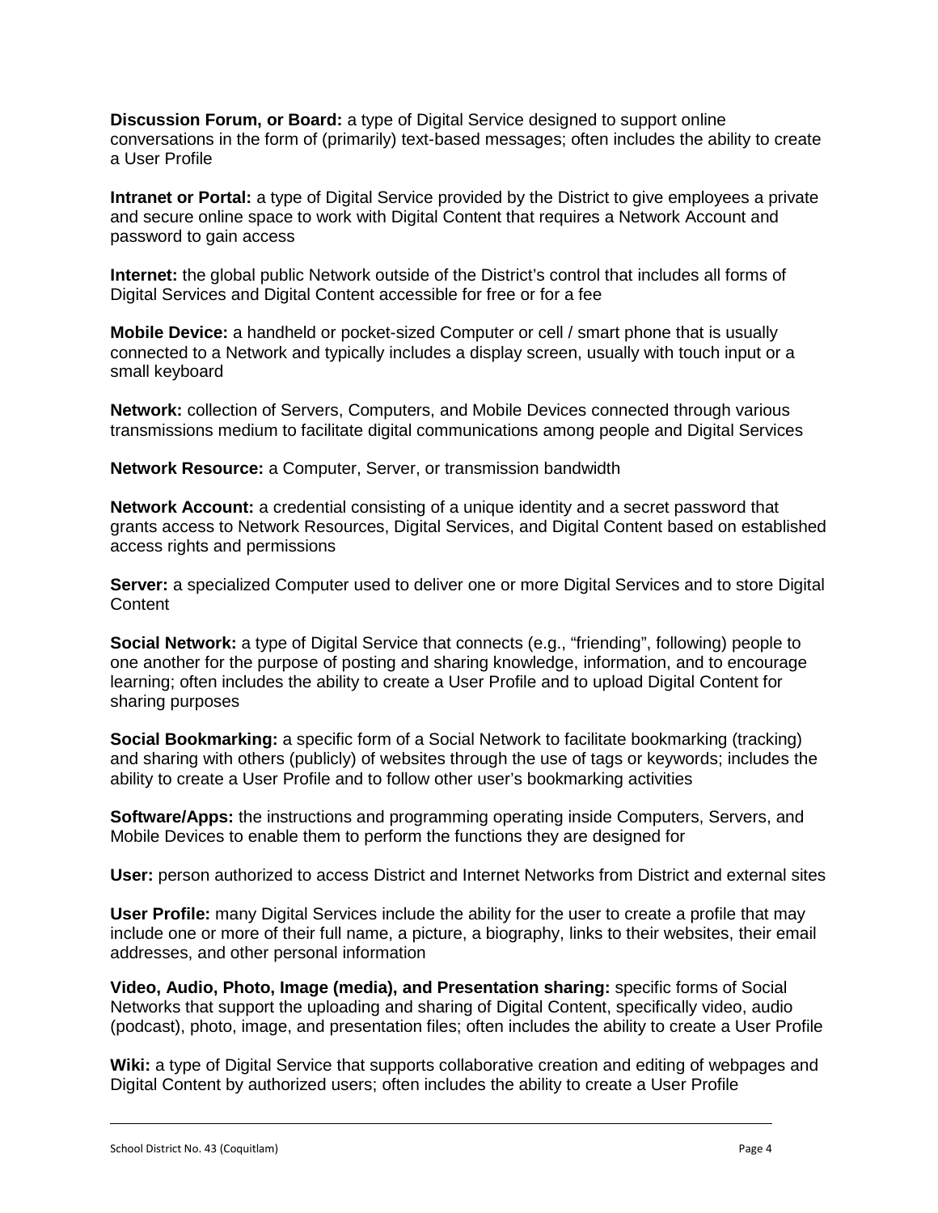**Discussion Forum, or Board:** a type of Digital Service designed to support online conversations in the form of (primarily) text-based messages; often includes the ability to create a User Profile

**Intranet or Portal:** a type of Digital Service provided by the District to give employees a private and secure online space to work with Digital Content that requires a Network Account and password to gain access

**Internet:** the global public Network outside of the District's control that includes all forms of Digital Services and Digital Content accessible for free or for a fee

**Mobile Device:** a handheld or pocket-sized Computer or cell / smart phone that is usually connected to a Network and typically includes a display screen, usually with touch input or a small keyboard

**Network:** collection of Servers, Computers, and Mobile Devices connected through various transmissions medium to facilitate digital communications among people and Digital Services

**Network Resource:** a Computer, Server, or transmission bandwidth

**Network Account:** a credential consisting of a unique identity and a secret password that grants access to Network Resources, Digital Services, and Digital Content based on established access rights and permissions

**Server:** a specialized Computer used to deliver one or more Digital Services and to store Digital Content

**Social Network:** a type of Digital Service that connects (e.g., "friending", following) people to one another for the purpose of posting and sharing knowledge, information, and to encourage learning; often includes the ability to create a User Profile and to upload Digital Content for sharing purposes

**Social Bookmarking:** a specific form of a Social Network to facilitate bookmarking (tracking) and sharing with others (publicly) of websites through the use of tags or keywords; includes the ability to create a User Profile and to follow other user's bookmarking activities

**Software/Apps:** the instructions and programming operating inside Computers, Servers, and Mobile Devices to enable them to perform the functions they are designed for

**User:** person authorized to access District and Internet Networks from District and external sites

**User Profile:** many Digital Services include the ability for the user to create a profile that may include one or more of their full name, a picture, a biography, links to their websites, their email addresses, and other personal information

**Video, Audio, Photo, Image (media), and Presentation sharing:** specific forms of Social Networks that support the uploading and sharing of Digital Content, specifically video, audio (podcast), photo, image, and presentation files; often includes the ability to create a User Profile

**Wiki:** a type of Digital Service that supports collaborative creation and editing of webpages and Digital Content by authorized users; often includes the ability to create a User Profile